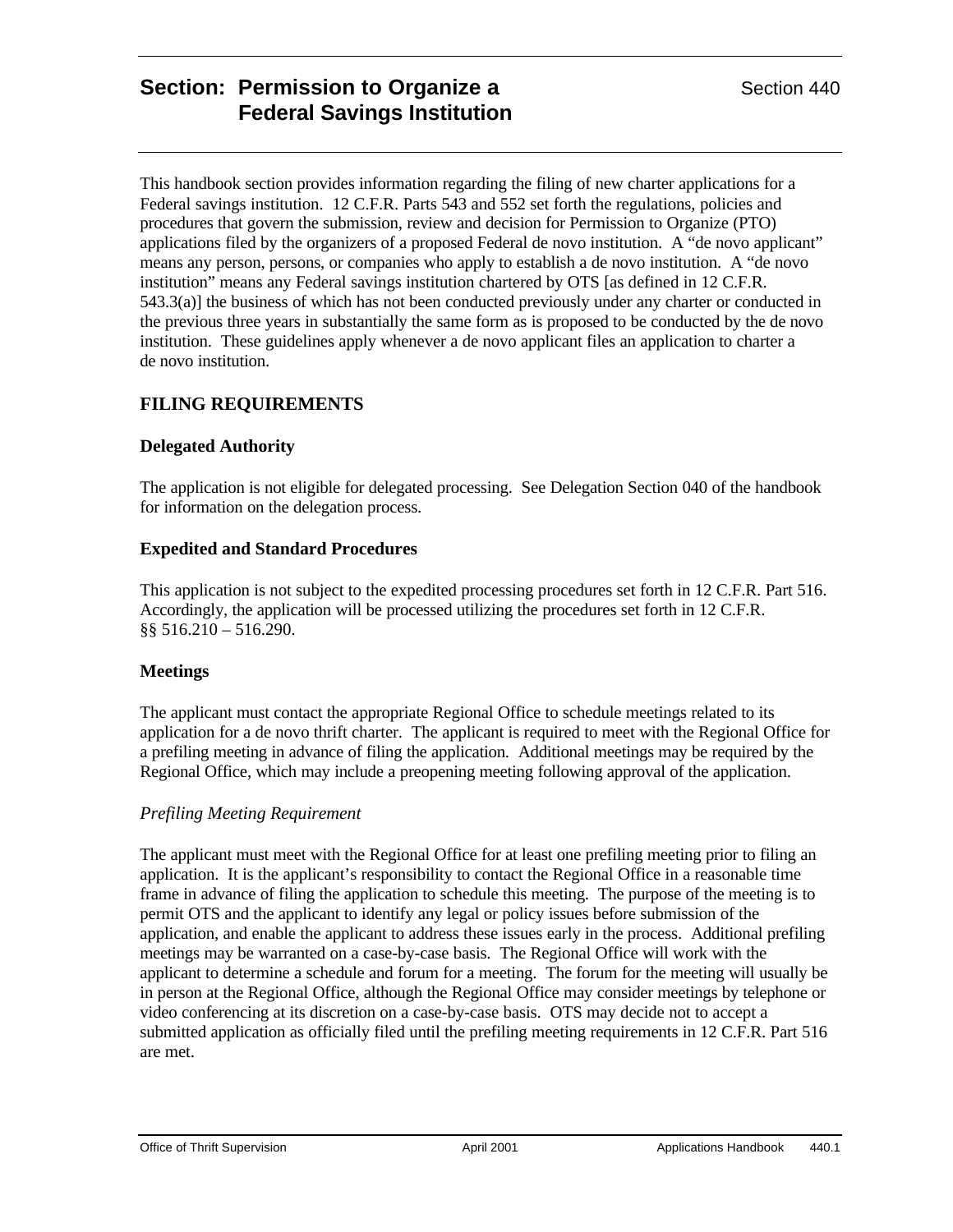# Section: Permission to Organize a Federal Savings Institution

Section 440

This handbook section provides information regarding the filing of new charter applications for a Federal savings institution. 12 C.F.R. Parts 543 and 552 set forth the regulations, policies and procedures that govern the submission, review and decision for Permission to Organize (PTO) applications filed by the organizers of a proposed Federal de novo institution. A "de novo applicant" means any person, persons, or companies who apply to establish a de novo institution. A "de novo institution" means any Federal savings institution chartered by OTS [as defined in 12 C.F.R. 543.3(a)] the business of which has not been conducted previously under any charter or conducted in the previous three years in substantially the same form as is proposed to be conducted by the de novo institution. These guidelines apply whenever a de novo applicant files an application to charter a de novo institution.

## FILING REQUIREMENTS

### Delegated Authority

The application is not eligible for delegated processing. See Delegation Section 040 of the handbook for information on the delegation process.

### Expedited and Standard Procedures

This application is not subject to the expedited processing procedures set forth in 12 C.F.R. Part 516. Accordingly, the application will be processed utilizing the procedures set forth in 12 C.F.R. §§ 516.210 – 516.290.

### Meetings

The applicant must contact the appropriate Regional Office to schedule meetings related to its application for a de novo thrift charter. The applicant is required to meet with the Regional Office for a prefiling meeting in advance of filing the application. Additional meetings may be required by the Regional Office, which may include a preopening meeting following approval of the application.

*Prefiling Meeting Requirement*

The applicant must meet with the Regional Office for at least one prefiling meeting prior to filing an application. It is the applicant's responsibility to contact the Regional Office in a reasonable time frame in advance of filing the application to schedule this meeting. The purpose of the meeting is to permit OTS and the applicant to identify any legal or policy issues before submission of the application, and enable the applicant to address these issues early in the process. Additional prefiling meetings may be warranted on a case-by-case basis. The Regional Office will work with the applicant to determine a schedule and forum for a meeting. The forum for the meeting will usually be in person at the Regional Office, although the Regional Office may consider meetings by telephone or video conferencing at its discretion on a case-by-case basis. OTS may decide not to accept a submitted application as officially filed until the prefiling meeting requirements in 12 C.F.R. Part 516 are met.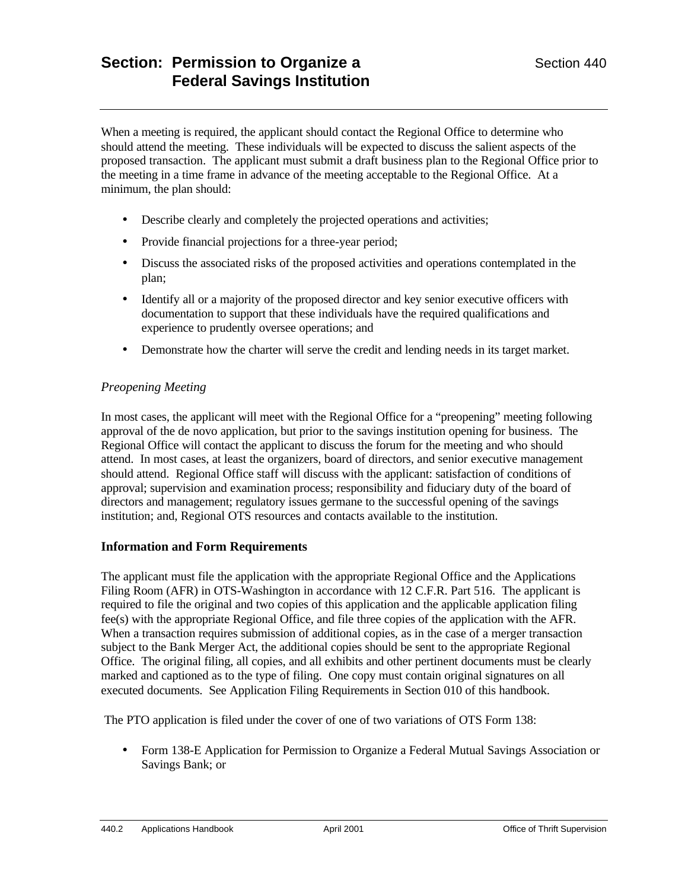When a meeting is required, the applicant should contact the Regional Office to determine who should attend the meeting. These individuals will be expected to discuss the salient aspects of the proposed transaction. The applicant must submit a draft business plan to the Regional Office prior to the meeting in a time frame in advance of the meeting acceptable to the Regional Office. At a minimum, the plan should:

- Describe clearly and completely the projected operations and activities;
- Provide financial projections for a three-year period;
- Discuss the associated risks of the proposed activities and operations contemplated in the plan;
- Identify all or a majority of the proposed director and key senior executive officers with documentation to support that these individuals have the required qualifications and experience to prudently oversee operations; and
- Demonstrate how the charter will serve the credit and lending needs in its target market.

*Preopening Meeting*

In most cases, the applicant will meet with the Regional Office for a "preopening" meeting following approval of the de novo application, but prior to the savings institution opening for business. The Regional Office will contact the applicant to discuss the forum for the meeting and who should attend. In most cases, at least the organizers, board of directors, and senior executive management should attend. Regional Office staff will discuss with the applicant: satisfaction of conditions of approval; supervision and examination process; responsibility and fiduciary duty of the board of directors and management; regulatory issues germane to the successful opening of the savings institution; and, Regional OTS resources and contacts available to the institution.

**Information and Form Requirements**

The applicant must file the application with the appropriate Regional Office and the Applications Filing Room (AFR) in OTS-Washington in accordance with 12 C.F.R. Part 516. The applicant is required to file the original and two copies of this application and the applicable application filing fee(s) with the appropriate Regional Office, and file three copies of the application with the AFR. When a transaction requires submission of additional copies, as in the case of a merger transaction subject to the Bank Merger Act, the additional copies should be sent to the appropriate Regional Office. The original filing, all copies, and all exhibits and other pertinent documents must be clearly marked and captioned as to the type of filing. One copy must contain original signatures on all executed documents. See Application Filing Requirements in Section 010 of this handbook.

The PTO application is filed under the cover of one of two variations of OTS Form 138:

- Form 138-E Application for Permission to Organize a Federal Mutual Savings Association or Savings Bank; or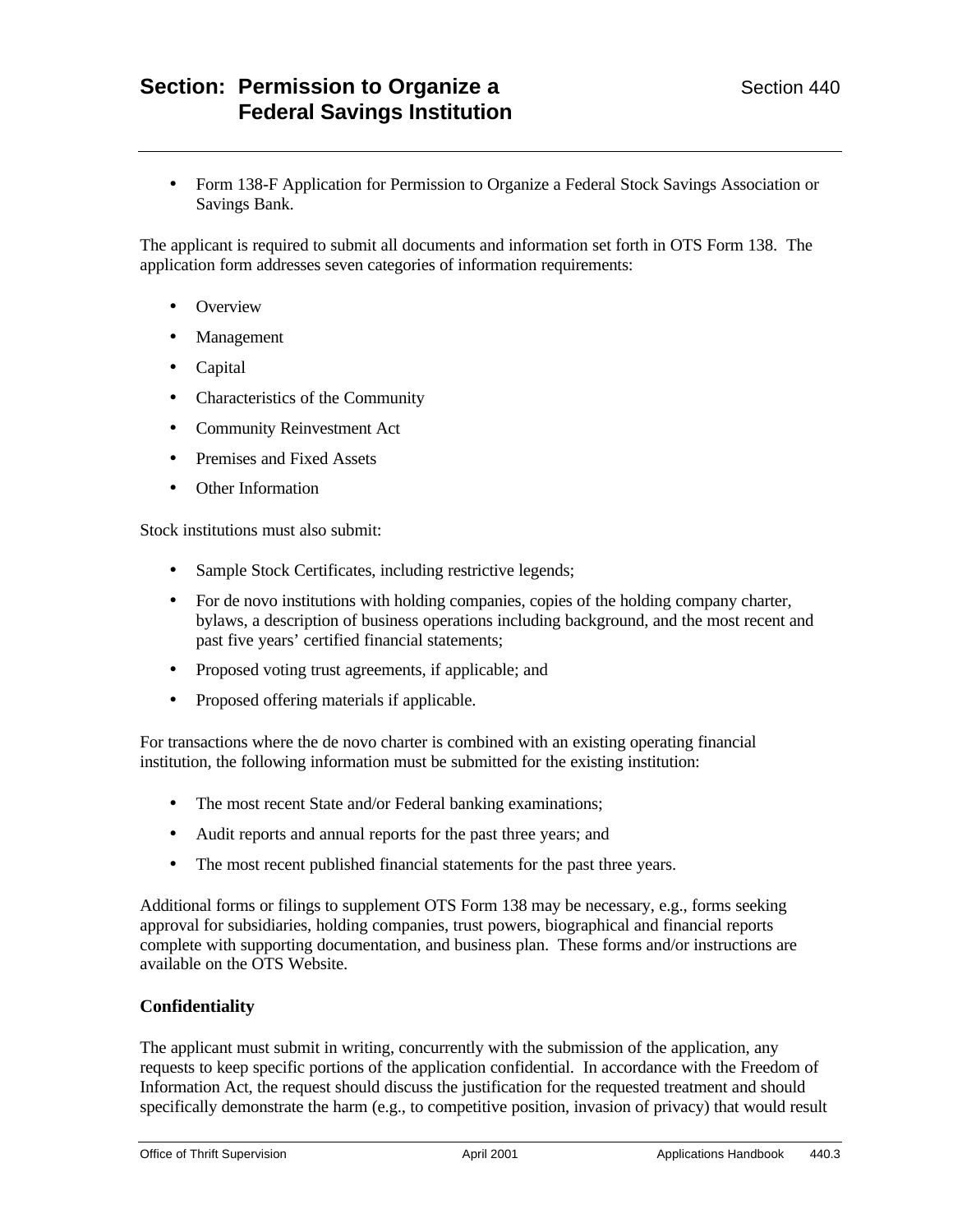- Form 138-F Application for Permission to Organize a Federal Stock Savings Association or Savings Bank.

The applicant is required to submit all documents and information set forth in OTS Form 138. The application form addresses seven categories of information requirements:

- Overview
- Management
- Capital
- Characteristics of the Community
- Community Reinvestment Act
- Premises and Fixed Assets
- Other Information

Stock institutions must also submit:

- Sample Stock Certificates, including restrictive legends;
- For de novo institutions with holding companies, copies of the holding company charter, bylaws, a description of business operations including background, and the most recent and past five years' certified financial statements;
- Proposed voting trust agreements, if applicable; and
- Proposed offering materials if applicable.

For transactions where the de novo charter is combined with an existing operating financial institution, the following information must be submitted for the existing institution:

- The most recent State and/or Federal banking examinations;
- Audit reports and annual reports for the past three years; and
- The most recent published financial statements for the past three years.

Additional forms or filings to supplement OTS Form 138 may be necessary, e.g., forms seeking approval for subsidiaries, holding companies, trust powers, biographical and financial reports complete with supporting documentation, and business plan. These forms and/or instructions are available on the OTS Website.

**Confidentiality**

The applicant must submit in writing, concurrently with the submission of the application, any requests to keep specific portions of the application confidential. In accordance with the Freedom of Information Act, the request should discuss the justification for the requested treatment and should specifically demonstrate the harm (e.g., to competitive position, invasion of privacy) that would result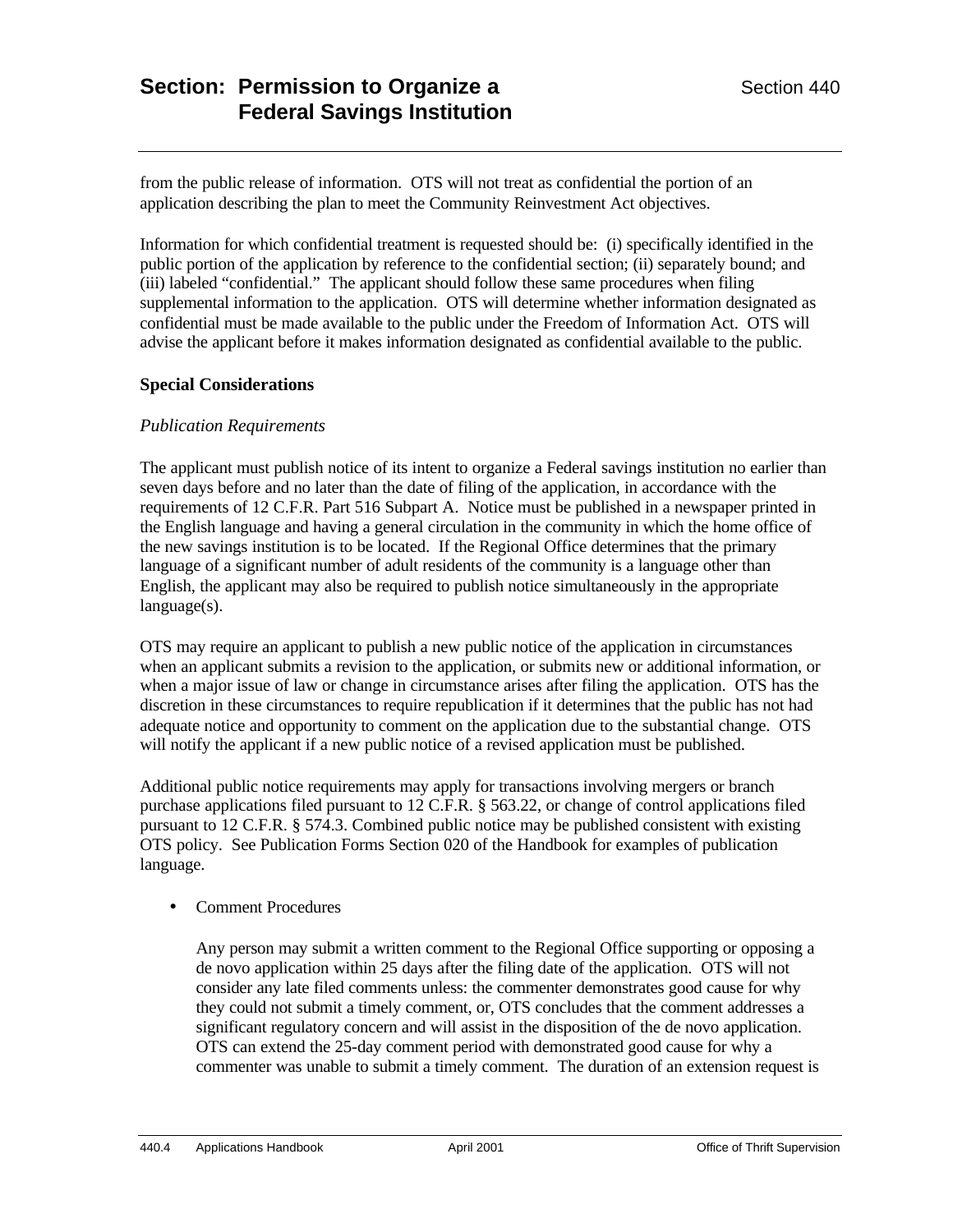from the public release of information. OTS will not treat as confidential the portion of an application describing the plan to meet the Community Reinvestment Act objectives.

Information for which confidential treatment is requested should be: (i) specifically identified in the public portion of the application by reference to the confidential section; (ii) separately bound; and (iii) labeled "confidential." The applicant should follow these same procedures when filing supplemental information to the application. OTS will determine whether information designated as confidential must be made available to the public under the Freedom of Information Act. OTS will advise the applicant before it makes information designated as confidential available to the public.

### Special Considerations

*Publication Requirements*

The applicant must publish notice of its intent to organize a Federal savings institution no earlier than seven days before and no later than the date of filing of the application, in accordance with the requirements of 12 C.F.R. Part 516 Subpart A. Notice must be published in a newspaper printed in the English language and having a general circulation in the community in which the home office of the new savings institution is to be located. If the Regional Office determines that the primary language of a significant number of adult residents of the community is a language other than English, the applicant may also be required to publish notice simultaneously in the appropriate language(s).

OTS may require an applicant to publish a new public notice of the application in circumstances when an applicant submits a revision to the application, or submits new or additional information, or when a major issue of law or change in circumstance arises after filing the application. OTS has the discretion in these circumstances to require republication if it determines that the public has not had adequate notice and opportunity to comment on the application due to the substantial change. OTS will notify the applicant if a new public notice of a revised application must be published.

Additional public notice requirements may apply for transactions involving mergers or branch purchase applications filed pursuant to 12 C.F.R. § 563.22, or change of control applications filed pursuant to 12 C.F.R. § 574.3. Combined public notice may be published consistent with existing OTS policy. See Publication Forms Section 020 of the Handbook for examples of publication language.

- Comment Procedures

  Any person may submit a written comment to the Regional Office supporting or opposing a de novo application within 25 days after the filing date of the application. OTS will not consider any late filed comments unless: the commenter demonstrates good cause for why they could not submit a timely comment, or, OTS concludes that the comment addresses a significant regulatory concern and will assist in the disposition of the de novo application. OTS can extend the 25-day comment period with demonstrated good cause for why a commenter was unable to submit a timely comment. The duration of an extension request is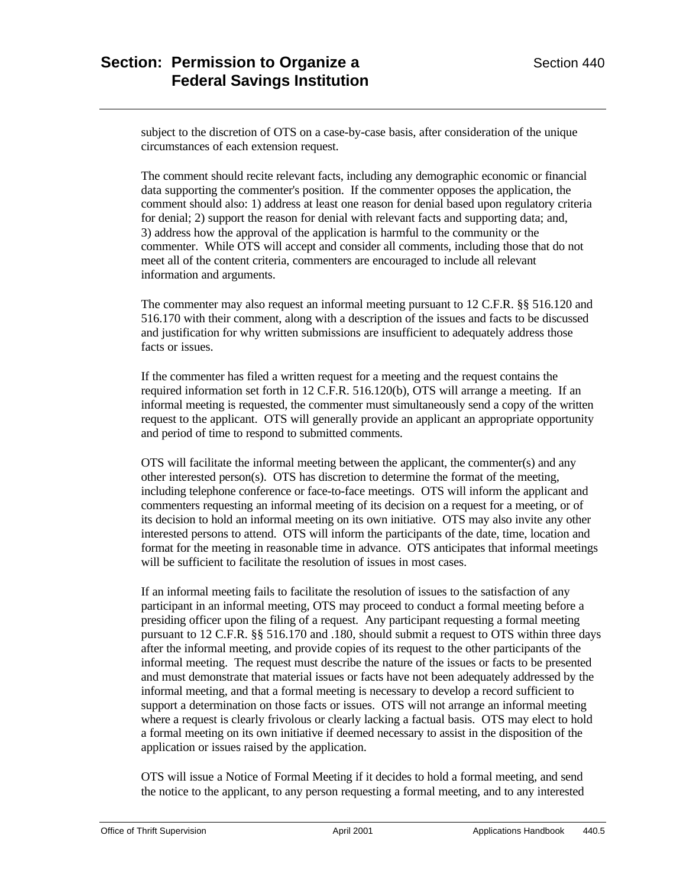subject to the discretion of OTS on a case-by-case basis, after consideration of the unique circumstances of each extension request.

The comment should recite relevant facts, including any demographic economic or financial data supporting the commenter's position. If the commenter opposes the application, the comment should also: 1) address at least one reason for denial based upon regulatory criteria for denial; 2) support the reason for denial with relevant facts and supporting data; and, 3) address how the approval of the application is harmful to the community or the commenter. While OTS will accept and consider all comments, including those that do not meet all of the content criteria, commenters are encouraged to include all relevant information and arguments.

The commenter may also request an informal meeting pursuant to 12 C.F.R. §§ 516.120 and 516.170 with their comment, along with a description of the issues and facts to be discussed and justification for why written submissions are insufficient to adequately address those facts or issues.

If the commenter has filed a written request for a meeting and the request contains the required information set forth in 12 C.F.R. 516.120(b), OTS will arrange a meeting. If an informal meeting is requested, the commenter must simultaneously send a copy of the written request to the applicant. OTS will generally provide an applicant an appropriate opportunity and period of time to respond to submitted comments.

OTS will facilitate the informal meeting between the applicant, the commenter(s) and any other interested person(s). OTS has discretion to determine the format of the meeting, including telephone conference or face-to-face meetings. OTS will inform the applicant and commenters requesting an informal meeting of its decision on a request for a meeting, or of its decision to hold an informal meeting on its own initiative. OTS may also invite any other interested persons to attend. OTS will inform the participants of the date, time, location and format for the meeting in reasonable time in advance. OTS anticipates that informal meetings will be sufficient to facilitate the resolution of issues in most cases.

If an informal meeting fails to facilitate the resolution of issues to the satisfaction of any participant in an informal meeting, OTS may proceed to conduct a formal meeting before a presiding officer upon the filing of a request. Any participant requesting a formal meeting pursuant to 12 C.F.R. §§ 516.170 and .180, should submit a request to OTS within three days after the informal meeting, and provide copies of its request to the other participants of the informal meeting. The request must describe the nature of the issues or facts to be presented and must demonstrate that material issues or facts have not been adequately addressed by the informal meeting, and that a formal meeting is necessary to develop a record sufficient to support a determination on those facts or issues. OTS will not arrange an informal meeting where a request is clearly frivolous or clearly lacking a factual basis. OTS may elect to hold a formal meeting on its own initiative if deemed necessary to assist in the disposition of the application or issues raised by the application.

OTS will issue a Notice of Formal Meeting if it decides to hold a formal meeting, and send the notice to the applicant, to any person requesting a formal meeting, and to any interested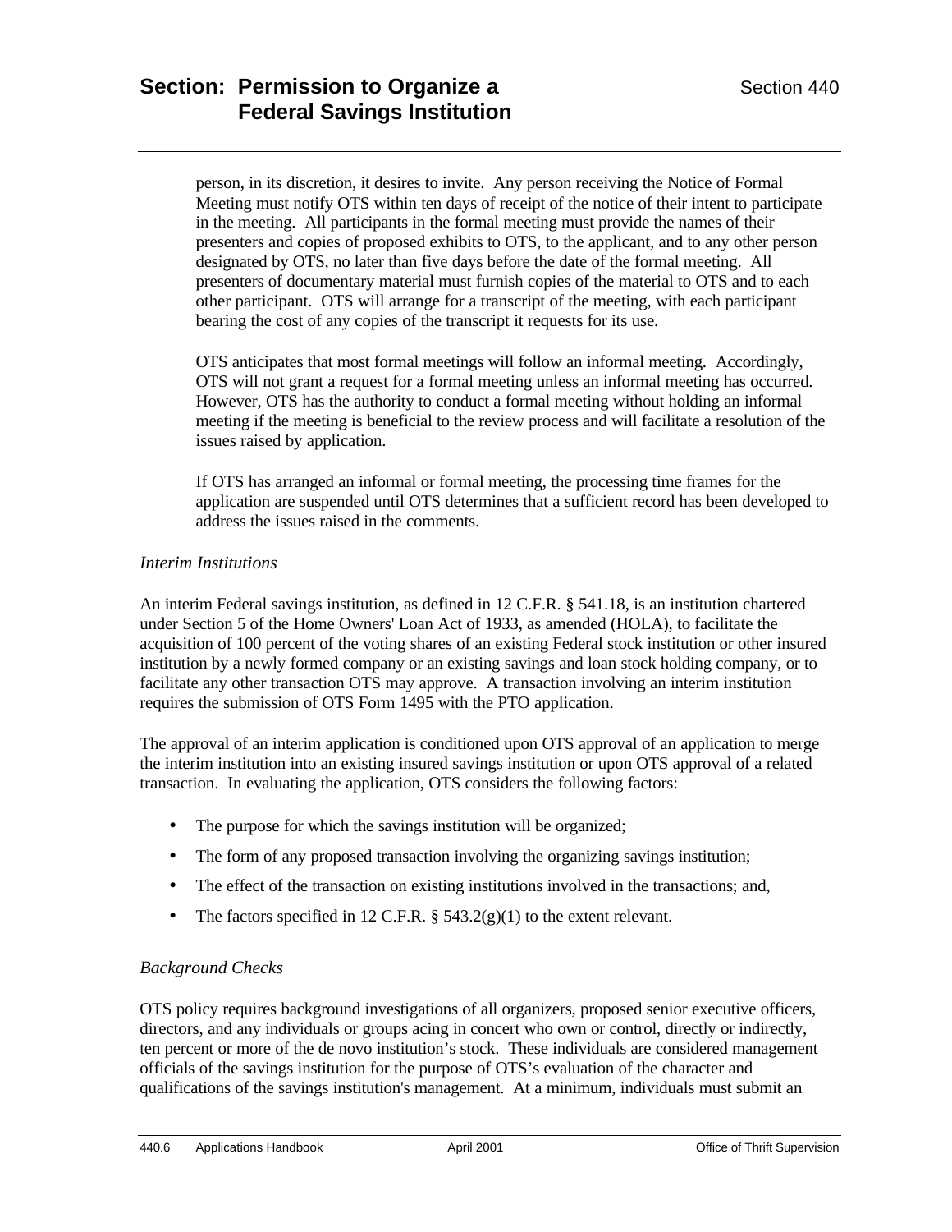person, in its discretion, it desires to invite. Any person receiving the Notice of Formal Meeting must notify OTS within ten days of receipt of the notice of their intent to participate in the meeting. All participants in the formal meeting must provide the names of their presenters and copies of proposed exhibits to OTS, to the applicant, and to any other person designated by OTS, no later than five days before the date of the formal meeting. All presenters of documentary material must furnish copies of the material to OTS and to each other participant. OTS will arrange for a transcript of the meeting, with each participant bearing the cost of any copies of the transcript it requests for its use.

OTS anticipates that most formal meetings will follow an informal meeting. Accordingly, OTS will not grant a request for a formal meeting unless an informal meeting has occurred. However, OTS has the authority to conduct a formal meeting without holding an informal meeting if the meeting is beneficial to the review process and will facilitate a resolution of the issues raised by application.

If OTS has arranged an informal or formal meeting, the processing time frames for the application are suspended until OTS determines that a sufficient record has been developed to address the issues raised in the comments.

*Interim Institutions*

An interim Federal savings institution, as defined in 12 C.F.R. § 541.18, is an institution chartered under Section 5 of the Home Owners' Loan Act of 1933, as amended (HOLA), to facilitate the acquisition of 100 percent of the voting shares of an existing Federal stock institution or other insured institution by a newly formed company or an existing savings and loan stock holding company, or to facilitate any other transaction OTS may approve. A transaction involving an interim institution requires the submission of OTS Form 1495 with the PTO application.

The approval of an interim application is conditioned upon OTS approval of an application to merge the interim institution into an existing insured savings institution or upon OTS approval of a related transaction. In evaluating the application, OTS considers the following factors:

- The purpose for which the savings institution will be organized;
- The form of any proposed transaction involving the organizing savings institution;
- The effect of the transaction on existing institutions involved in the transactions; and,
- The factors specified in 12 C.F.R. § 543.2(g)(1) to the extent relevant.

*Background Checks*

OTS policy requires background investigations of all organizers, proposed senior executive officers, directors, and any individuals or groups acing in concert who own or control, directly or indirectly, ten percent or more of the de novo institution’s stock. These individuals are considered management officials of the savings institution for the purpose of OTS’s evaluation of the character and qualifications of the savings institution's management. At a minimum, individuals must submit an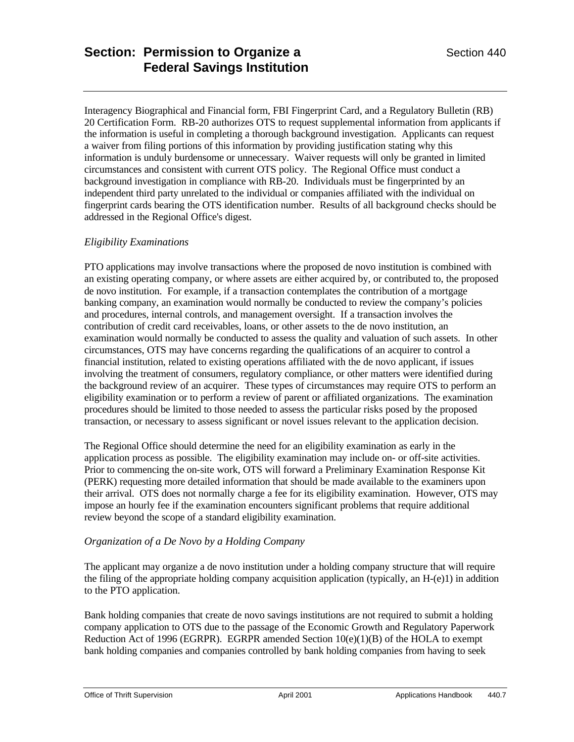Interagency Biographical and Financial form, FBI Fingerprint Card, and a Regulatory Bulletin (RB) 20 Certification Form. RB-20 authorizes OTS to request supplemental information from applicants if the information is useful in completing a thorough background investigation. Applicants can request a waiver from filing portions of this information by providing justification stating why this information is unduly burdensome or unnecessary. Waiver requests will only be granted in limited circumstances and consistent with current OTS policy. The Regional Office must conduct a background investigation in compliance with RB-20. Individuals must be fingerprinted by an independent third party unrelated to the individual or companies affiliated with the individual on fingerprint cards bearing the OTS identification number. Results of all background checks should be addressed in the Regional Office's digest.

*Eligibility Examinations*

PTO applications may involve transactions where the proposed de novo institution is combined with an existing operating company, or where assets are either acquired by, or contributed to, the proposed de novo institution. For example, if a transaction contemplates the contribution of a mortgage banking company, an examination would normally be conducted to review the company's policies and procedures, internal controls, and management oversight. If a transaction involves the contribution of credit card receivables, loans, or other assets to the de novo institution, an examination would normally be conducted to assess the quality and valuation of such assets. In other circumstances, OTS may have concerns regarding the qualifications of an acquirer to control a financial institution, related to existing operations affiliated with the de novo applicant, if issues involving the treatment of consumers, regulatory compliance, or other matters were identified during the background review of an acquirer. These types of circumstances may require OTS to perform an eligibility examination or to perform a review of parent or affiliated organizations. The examination procedures should be limited to those needed to assess the particular risks posed by the proposed transaction, or necessary to assess significant or novel issues relevant to the application decision.

The Regional Office should determine the need for an eligibility examination as early in the application process as possible. The eligibility examination may include on- or off-site activities. Prior to commencing the on-site work, OTS will forward a Preliminary Examination Response Kit (PERK) requesting more detailed information that should be made available to the examiners upon their arrival. OTS does not normally charge a fee for its eligibility examination. However, OTS may impose an hourly fee if the examination encounters significant problems that require additional review beyond the scope of a standard eligibility examination.

*Organization of a De Novo by a Holding Company*

The applicant may organize a de novo institution under a holding company structure that will require the filing of the appropriate holding company acquisition application (typically, an H-(e)1) in addition to the PTO application.

Bank holding companies that create de novo savings institutions are not required to submit a holding company application to OTS due to the passage of the Economic Growth and Regulatory Paperwork Reduction Act of 1996 (EGRPR). EGRPR amended Section 10(e)(1)(B) of the HOLA to exempt bank holding companies and companies controlled by bank holding companies from having to seek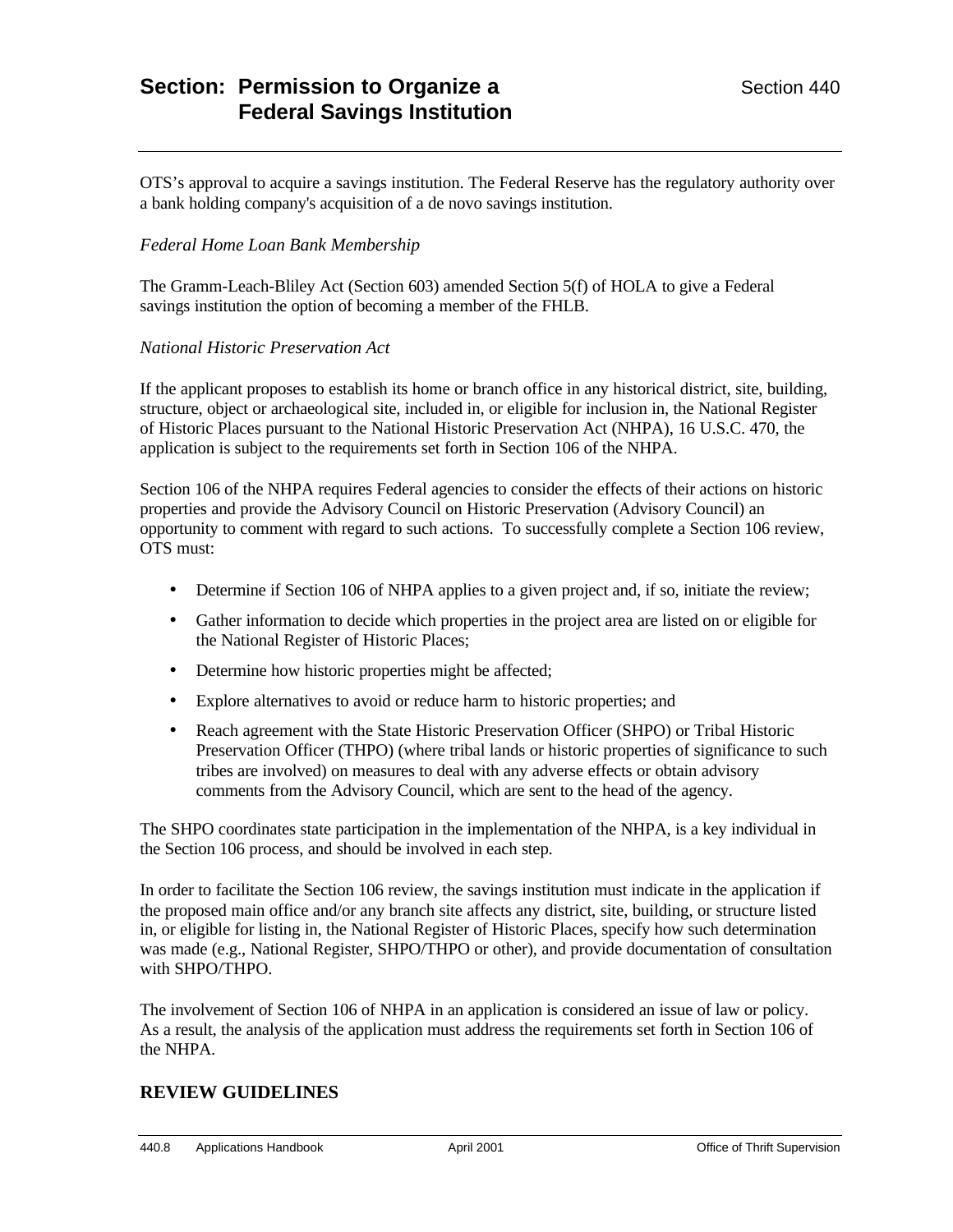OTS's approval to acquire a savings institution. The Federal Reserve has the regulatory authority over a bank holding company's acquisition of a de novo savings institution.

*Federal Home Loan Bank Membership*

The Gramm-Leach-Bliley Act (Section 603) amended Section 5(f) of HOLA to give a Federal savings institution the option of becoming a member of the FHLB.

*National Historic Preservation Act*

If the applicant proposes to establish its home or branch office in any historical district, site, building, structure, object or archaeological site, included in, or eligible for inclusion in, the National Register of Historic Places pursuant to the National Historic Preservation Act (NHPA), 16 U.S.C. 470, the application is subject to the requirements set forth in Section 106 of the NHPA.

Section 106 of the NHPA requires Federal agencies to consider the effects of their actions on historic properties and provide the Advisory Council on Historic Preservation (Advisory Council) an opportunity to comment with regard to such actions. To successfully complete a Section 106 review, OTS must:

- Determine if Section 106 of NHPA applies to a given project and, if so, initiate the review;
- Gather information to decide which properties in the project area are listed on or eligible for the National Register of Historic Places;
- Determine how historic properties might be affected;
- Explore alternatives to avoid or reduce harm to historic properties; and
- Reach agreement with the State Historic Preservation Officer (SHPO) or Tribal Historic Preservation Officer (THPO) (where tribal lands or historic properties of significance to such tribes are involved) on measures to deal with any adverse effects or obtain advisory comments from the Advisory Council, which are sent to the head of the agency.

The SHPO coordinates state participation in the implementation of the NHPA, is a key individual in the Section 106 process, and should be involved in each step.

In order to facilitate the Section 106 review, the savings institution must indicate in the application if the proposed main office and/or any branch site affects any district, site, building, or structure listed in, or eligible for listing in, the National Register of Historic Places, specify how such determination was made (e.g., National Register, SHPO/THPO or other), and provide documentation of consultation with SHPO/THPO.

The involvement of Section 106 of NHPA in an application is considered an issue of law or policy. As a result, the analysis of the application must address the requirements set forth in Section 106 of the NHPA.

## REVIEW GUIDELINES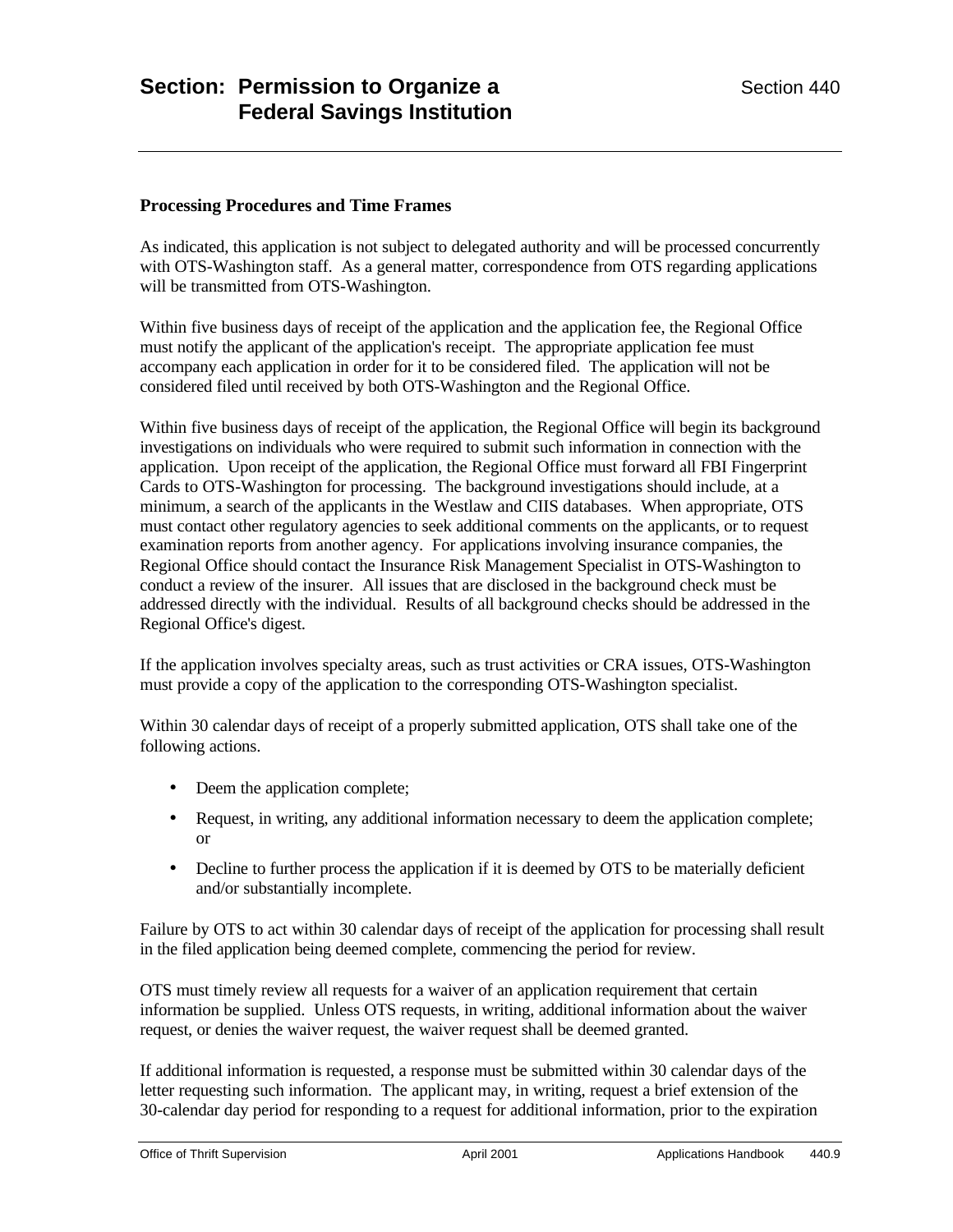### Processing Procedures and Time Frames

As indicated, this application is not subject to delegated authority and will be processed concurrently with OTS-Washington staff. As a general matter, correspondence from OTS regarding applications will be transmitted from OTS-Washington.

Within five business days of receipt of the application and the application fee, the Regional Office must notify the applicant of the application's receipt. The appropriate application fee must accompany each application in order for it to be considered filed. The application will not be considered filed until received by both OTS-Washington and the Regional Office.

Within five business days of receipt of the application, the Regional Office will begin its background investigations on individuals who were required to submit such information in connection with the application. Upon receipt of the application, the Regional Office must forward all FBI Fingerprint Cards to OTS-Washington for processing. The background investigations should include, at a minimum, a search of the applicants in the Westlaw and CIIS databases. When appropriate, OTS must contact other regulatory agencies to seek additional comments on the applicants, or to request examination reports from another agency. For applications involving insurance companies, the Regional Office should contact the Insurance Risk Management Specialist in OTS-Washington to conduct a review of the insurer. All issues that are disclosed in the background check must be addressed directly with the individual. Results of all background checks should be addressed in the Regional Office's digest.

If the application involves specialty areas, such as trust activities or CRA issues, OTS-Washington must provide a copy of the application to the corresponding OTS-Washington specialist.

Within 30 calendar days of receipt of a properly submitted application, OTS shall take one of the following actions.

- Deem the application complete;
- Request, in writing, any additional information necessary to deem the application complete; or
- Decline to further process the application if it is deemed by OTS to be materially deficient and/or substantially incomplete.

Failure by OTS to act within 30 calendar days of receipt of the application for processing shall result in the filed application being deemed complete, commencing the period for review.

OTS must timely review all requests for a waiver of an application requirement that certain information be supplied. Unless OTS requests, in writing, additional information about the waiver request, or denies the waiver request, the waiver request shall be deemed granted.

If additional information is requested, a response must be submitted within 30 calendar days of the letter requesting such information. The applicant may, in writing, request a brief extension of the 30-calendar day period for responding to a request for additional information, prior to the expiration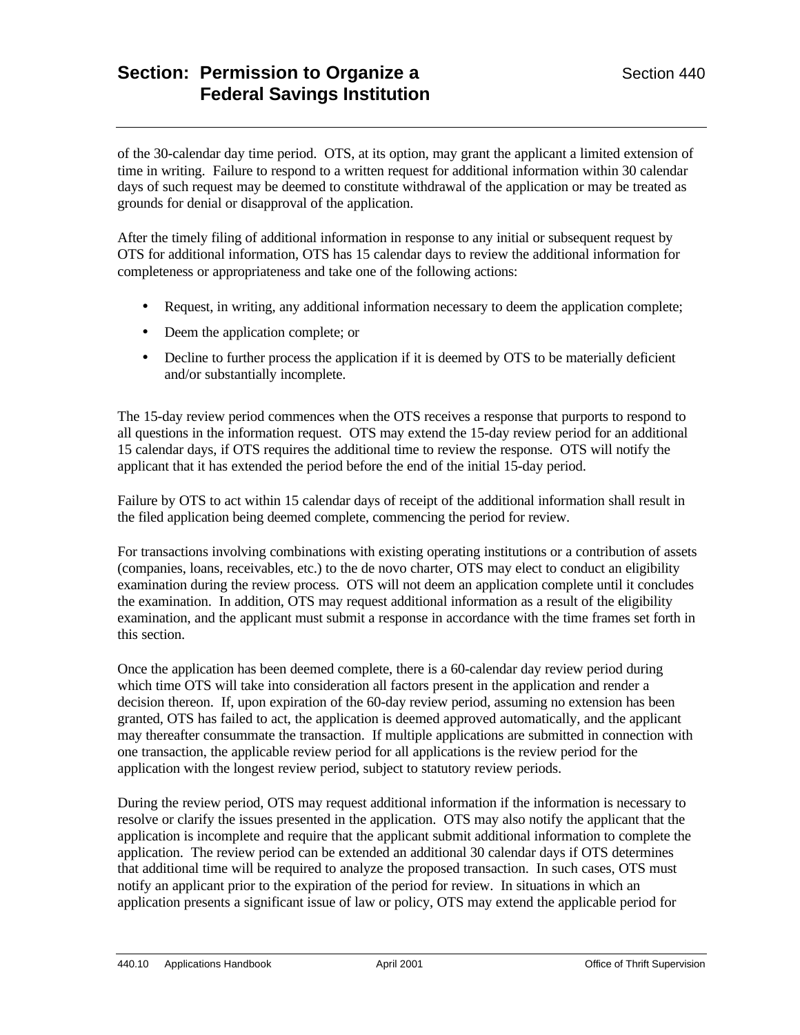of the 30-calendar day time period. OTS, at its option, may grant the applicant a limited extension of time in writing. Failure to respond to a written request for additional information within 30 calendar days of such request may be deemed to constitute withdrawal of the application or may be treated as grounds for denial or disapproval of the application.

After the timely filing of additional information in response to any initial or subsequent request by OTS for additional information, OTS has 15 calendar days to review the additional information for completeness or appropriateness and take one of the following actions:

- Request, in writing, any additional information necessary to deem the application complete;
- Deem the application complete; or
- Decline to further process the application if it is deemed by OTS to be materially deficient and/or substantially incomplete.

The 15-day review period commences when the OTS receives a response that purports to respond to all questions in the information request. OTS may extend the 15-day review period for an additional 15 calendar days, if OTS requires the additional time to review the response. OTS will notify the applicant that it has extended the period before the end of the initial 15-day period.

Failure by OTS to act within 15 calendar days of receipt of the additional information shall result in the filed application being deemed complete, commencing the period for review.

For transactions involving combinations with existing operating institutions or a contribution of assets (companies, loans, receivables, etc.) to the de novo charter, OTS may elect to conduct an eligibility examination during the review process. OTS will not deem an application complete until it concludes the examination. In addition, OTS may request additional information as a result of the eligibility examination, and the applicant must submit a response in accordance with the time frames set forth in this section.

Once the application has been deemed complete, there is a 60-calendar day review period during which time OTS will take into consideration all factors present in the application and render a decision thereon. If, upon expiration of the 60-day review period, assuming no extension has been granted, OTS has failed to act, the application is deemed approved automatically, and the applicant may thereafter consummate the transaction. If multiple applications are submitted in connection with one transaction, the applicable review period for all applications is the review period for the application with the longest review period, subject to statutory review periods.

During the review period, OTS may request additional information if the information is necessary to resolve or clarify the issues presented in the application. OTS may also notify the applicant that the application is incomplete and require that the applicant submit additional information to complete the application. The review period can be extended an additional 30 calendar days if OTS determines that additional time will be required to analyze the proposed transaction. In such cases, OTS must notify an applicant prior to the expiration of the period for review. In situations in which an application presents a significant issue of law or policy, OTS may extend the applicable period for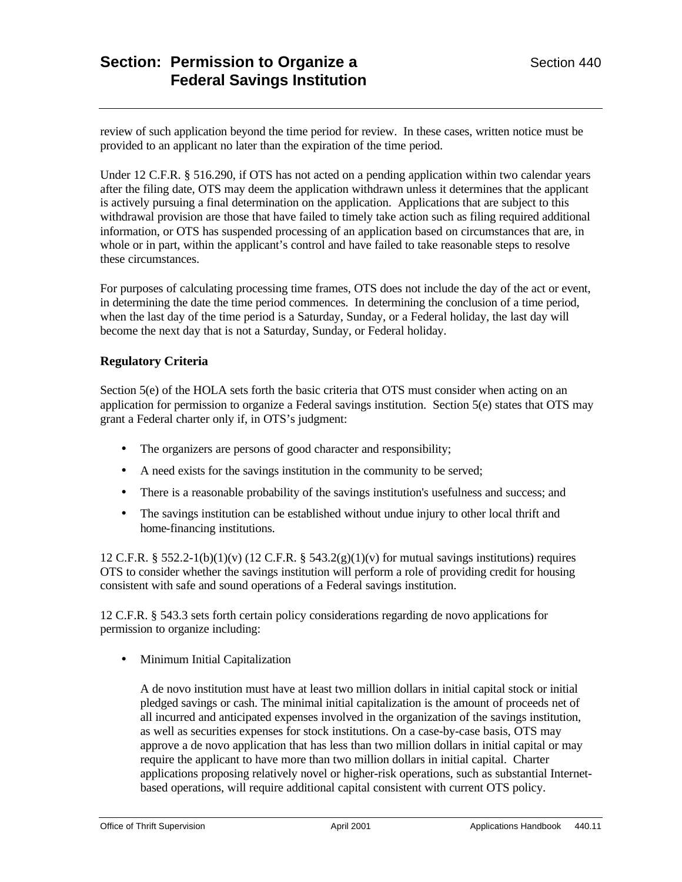review of such application beyond the time period for review. In these cases, written notice must be provided to an applicant no later than the expiration of the time period.

Under 12 C.F.R. § 516.290, if OTS has not acted on a pending application within two calendar years after the filing date, OTS may deem the application withdrawn unless it determines that the applicant is actively pursuing a final determination on the application. Applications that are subject to this withdrawal provision are those that have failed to timely take action such as filing required additional information, or OTS has suspended processing of an application based on circumstances that are, in whole or in part, within the applicant's control and have failed to take reasonable steps to resolve these circumstances.

For purposes of calculating processing time frames, OTS does not include the day of the act or event, in determining the date the time period commences. In determining the conclusion of a time period, when the last day of the time period is a Saturday, Sunday, or a Federal holiday, the last day will become the next day that is not a Saturday, Sunday, or Federal holiday.

## Regulatory Criteria

Section 5(e) of the HOLA sets forth the basic criteria that OTS must consider when acting on an application for permission to organize a Federal savings institution. Section 5(e) states that OTS may grant a Federal charter only if, in OTS's judgment:

- The organizers are persons of good character and responsibility;
- A need exists for the savings institution in the community to be served;
- There is a reasonable probability of the savings institution's usefulness and success; and
- The savings institution can be established without undue injury to other local thrift and home-financing institutions.

12 C.F.R. § 552.2-1(b)(1)(v) (12 C.F.R. § 543.2(g)(1)(v) for mutual savings institutions) requires OTS to consider whether the savings institution will perform a role of providing credit for housing consistent with safe and sound operations of a Federal savings institution.

12 C.F.R. § 543.3 sets forth certain policy considerations regarding de novo applications for permission to organize including:

- Minimum Initial Capitalization

  A de novo institution must have at least two million dollars in initial capital stock or initial pledged savings or cash. The minimal initial capitalization is the amount of proceeds net of all incurred and anticipated expenses involved in the organization of the savings institution, as well as securities expenses for stock institutions. On a case-by-case basis, OTS may approve a de novo application that has less than two million dollars in initial capital or may require the applicant to have more than two million dollars in initial capital. Charter applications proposing relatively novel or higher-risk operations, such as substantial Internet-based operations, will require additional capital consistent with current OTS policy.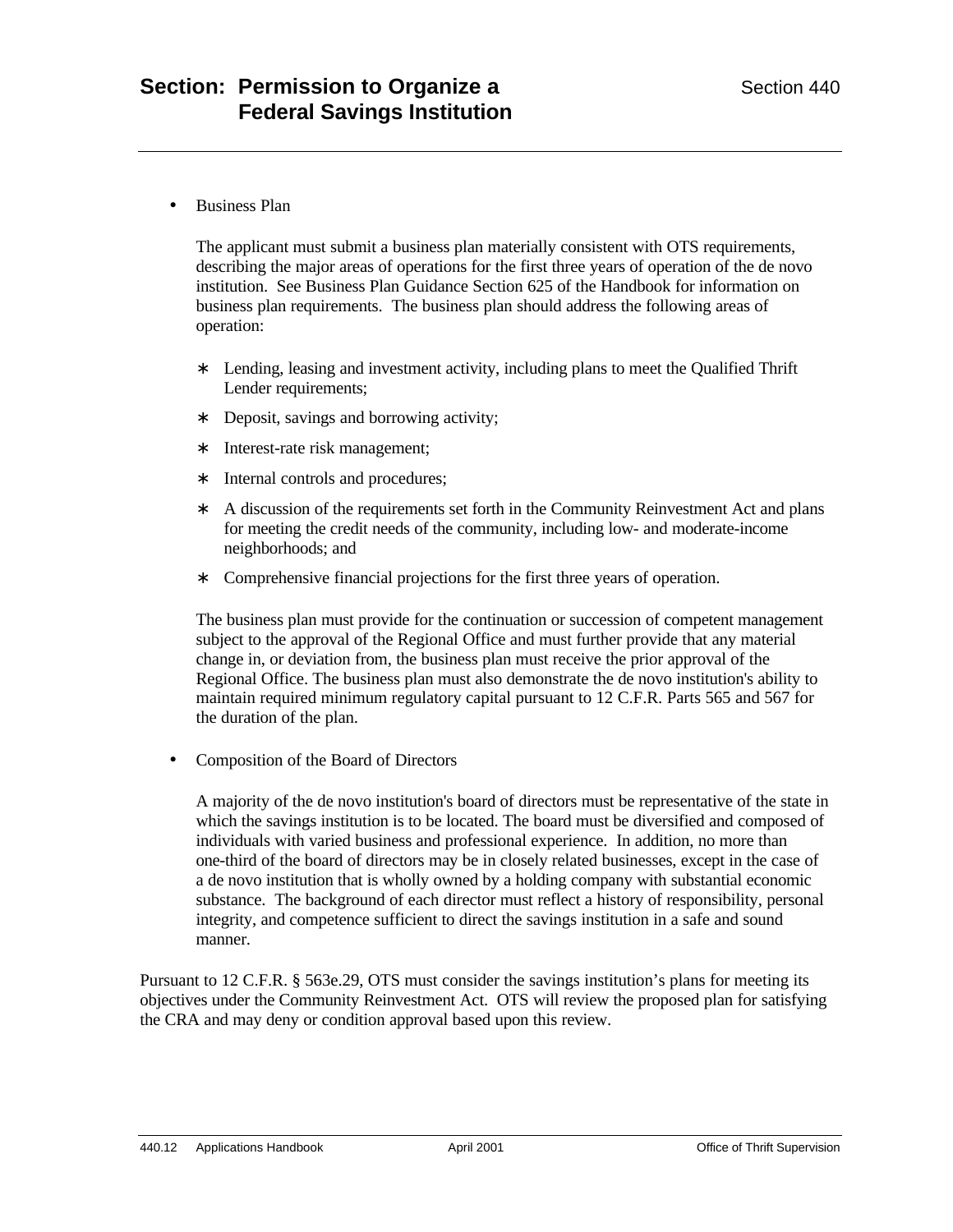- Business Plan

  The applicant must submit a business plan materially consistent with OTS requirements, describing the major areas of operations for the first three years of operation of the de novo institution. See Business Plan Guidance Section 625 of the Handbook for information on business plan requirements. The business plan should address the following areas of operation:

  - Lending, leasing and investment activity, including plans to meet the Qualified Thrift Lender requirements;
  - Deposit, savings and borrowing activity;
  - Interest-rate risk management;
  - Internal controls and procedures;
  - A discussion of the requirements set forth in the Community Reinvestment Act and plans for meeting the credit needs of the community, including low- and moderate-income neighborhoods; and
  - Comprehensive financial projections for the first three years of operation.

  The business plan must provide for the continuation or succession of competent management subject to the approval of the Regional Office and must further provide that any material change in, or deviation from, the business plan must receive the prior approval of the Regional Office. The business plan must also demonstrate the de novo institution's ability to maintain required minimum regulatory capital pursuant to 12 C.F.R. Parts 565 and 567 for the duration of the plan.

- Composition of the Board of Directors

  A majority of the de novo institution's board of directors must be representative of the state in which the savings institution is to be located. The board must be diversified and composed of individuals with varied business and professional experience. In addition, no more than one-third of the board of directors may be in closely related businesses, except in the case of a de novo institution that is wholly owned by a holding company with substantial economic substance. The background of each director must reflect a history of responsibility, personal integrity, and competence sufficient to direct the savings institution in a safe and sound manner.

Pursuant to 12 C.F.R. § 563e.29, OTS must consider the savings institution's plans for meeting its objectives under the Community Reinvestment Act. OTS will review the proposed plan for satisfying the CRA and may deny or condition approval based upon this review.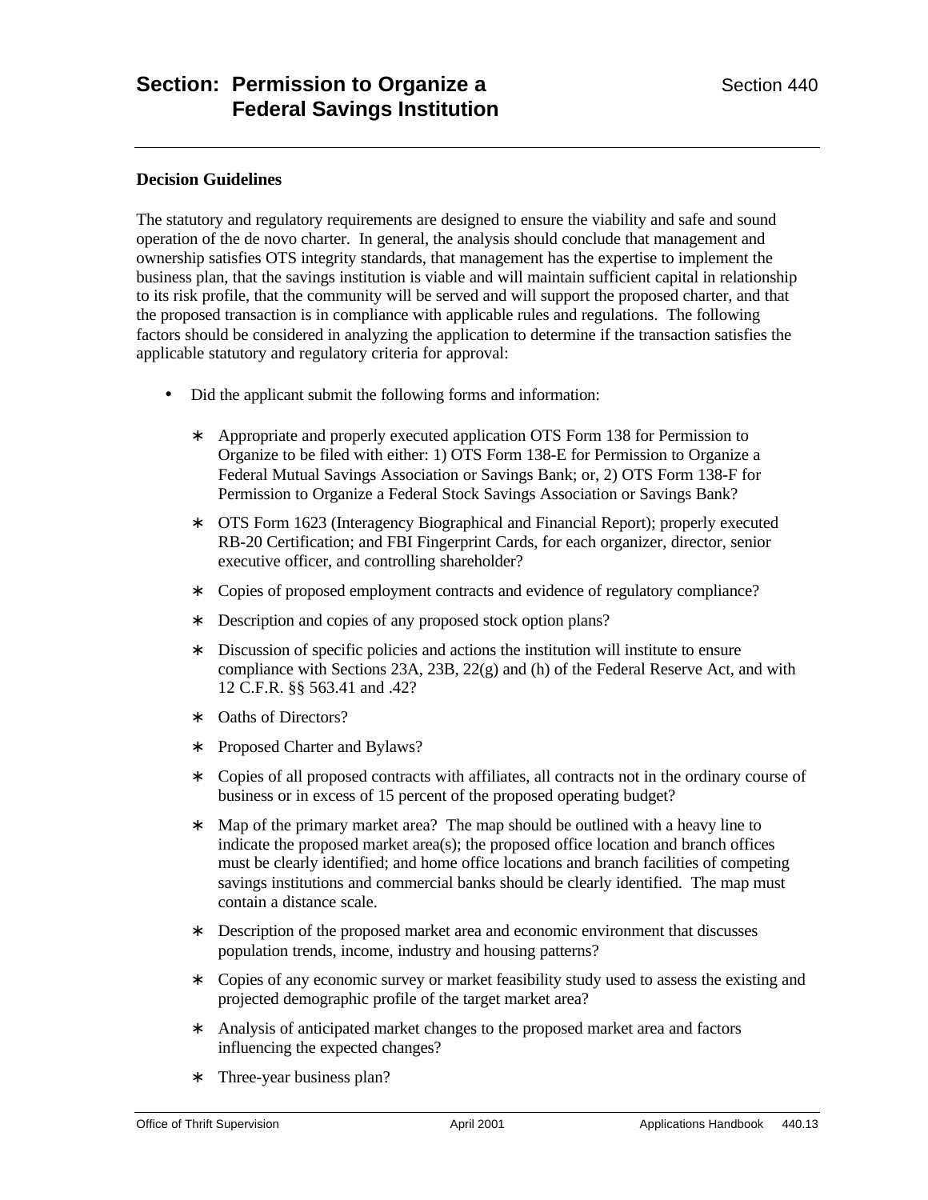# Section: Permission to Organize a Federal Savings Institution

## Decision Guidelines

The statutory and regulatory requirements are designed to ensure the viability and safe and sound operation of the de novo charter. In general, the analysis should conclude that management and ownership satisfies OTS integrity standards, that management has the expertise to implement the business plan, that the savings institution is viable and will maintain sufficient capital in relationship to its risk profile, that the community will be served and will support the proposed charter, and that the proposed transaction is in compliance with applicable rules and regulations. The following factors should be considered in analyzing the application to determine if the transaction satisfies the applicable statutory and regulatory criteria for approval:

- Did the applicant submit the following forms and information:
  - Appropriate and properly executed application OTS Form 138 for Permission to Organize to be filed with either: 1) OTS Form 138-E for Permission to Organize a Federal Mutual Savings Association or Savings Bank; or, 2) OTS Form 138-F for Permission to Organize a Federal Stock Savings Association or Savings Bank?
  - OTS Form 1623 (Interagency Biographical and Financial Report); properly executed RB-20 Certification; and FBI Fingerprint Cards, for each organizer, director, senior executive officer, and controlling shareholder?
  - Copies of proposed employment contracts and evidence of regulatory compliance?
  - Description and copies of any proposed stock option plans?
  - Discussion of specific policies and actions the institution will institute to ensure compliance with Sections 23A, 23B, 22(g) and (h) of the Federal Reserve Act, and with 12 C.F.R. §§ 563.41 and .42?
  - Oaths of Directors?
  - Proposed Charter and Bylaws?
  - Copies of all proposed contracts with affiliates, all contracts not in the ordinary course of business or in excess of 15 percent of the proposed operating budget?
  - Map of the primary market area? The map should be outlined with a heavy line to indicate the proposed market area(s); the proposed office location and branch offices must be clearly identified; and home office locations and branch facilities of competing savings institutions and commercial banks should be clearly identified. The map must contain a distance scale.
  - Description of the proposed market area and economic environment that discusses population trends, income, industry and housing patterns?
  - Copies of any economic survey or market feasibility study used to assess the existing and projected demographic profile of the target market area?
  - Analysis of anticipated market changes to the proposed market area and factors influencing the expected changes?
  - Three-year business plan?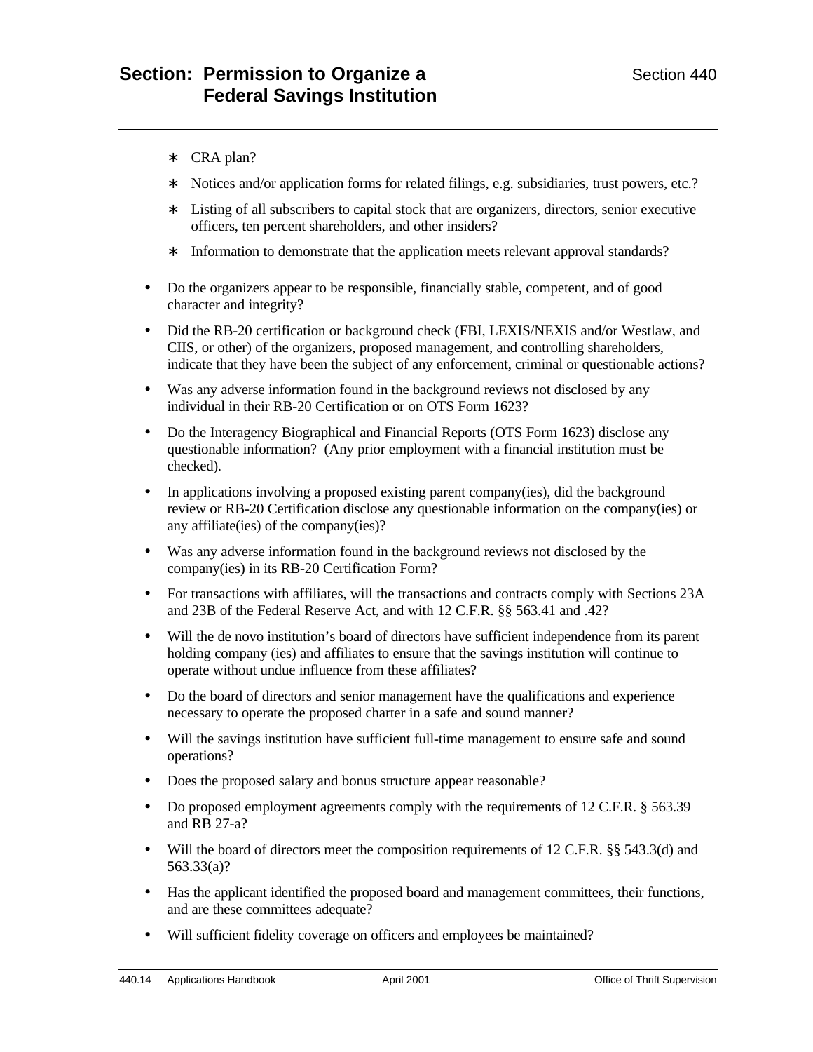- ∗ CRA plan?
- ∗ Notices and/or application forms for related filings, e.g. subsidiaries, trust powers, etc.?
- ∗ Listing of all subscribers to capital stock that are organizers, directors, senior executive officers, ten percent shareholders, and other insiders?
- ∗ Information to demonstrate that the application meets relevant approval standards?

- Do the organizers appear to be responsible, financially stable, competent, and of good character and integrity?
- Did the RB-20 certification or background check (FBI, LEXIS/NEXIS and/or Westlaw, and CIIS, or other) of the organizers, proposed management, and controlling shareholders, indicate that they have been the subject of any enforcement, criminal or questionable actions?
- Was any adverse information found in the background reviews not disclosed by any individual in their RB-20 Certification or on OTS Form 1623?
- Do the Interagency Biographical and Financial Reports (OTS Form 1623) disclose any questionable information? (Any prior employment with a financial institution must be checked).
- In applications involving a proposed existing parent company(ies), did the background review or RB-20 Certification disclose any questionable information on the company(ies) or any affiliate(ies) of the company(ies)?
- Was any adverse information found in the background reviews not disclosed by the company(ies) in its RB-20 Certification Form?
- For transactions with affiliates, will the transactions and contracts comply with Sections 23A and 23B of the Federal Reserve Act, and with 12 C.F.R. §§ 563.41 and .42?
- Will the de novo institution's board of directors have sufficient independence from its parent holding company (ies) and affiliates to ensure that the savings institution will continue to operate without undue influence from these affiliates?
- Do the board of directors and senior management have the qualifications and experience necessary to operate the proposed charter in a safe and sound manner?
- Will the savings institution have sufficient full-time management to ensure safe and sound operations?
- Does the proposed salary and bonus structure appear reasonable?
- Do proposed employment agreements comply with the requirements of 12 C.F.R. § 563.39 and RB 27-a?
- Will the board of directors meet the composition requirements of 12 C.F.R. §§ 543.3(d) and 563.33(a)?
- Has the applicant identified the proposed board and management committees, their functions, and are these committees adequate?
- Will sufficient fidelity coverage on officers and employees be maintained?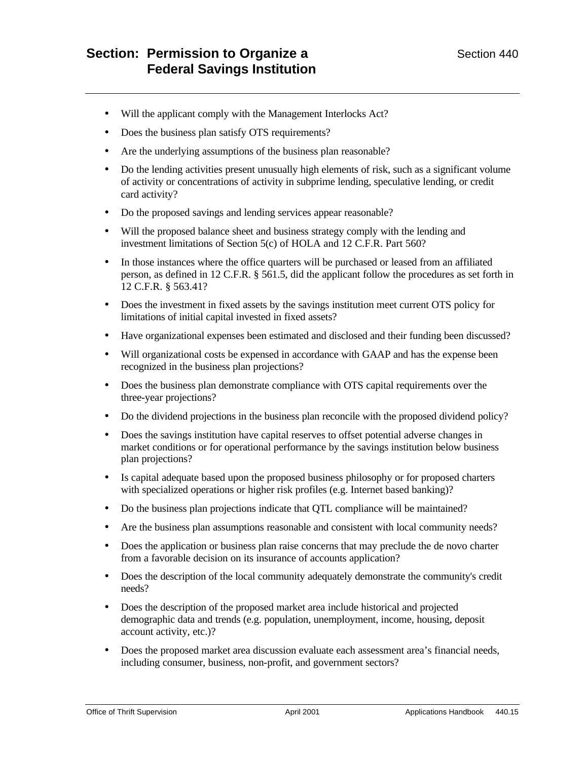- Will the applicant comply with the Management Interlocks Act?
- Does the business plan satisfy OTS requirements?
- Are the underlying assumptions of the business plan reasonable?
- Do the lending activities present unusually high elements of risk, such as a significant volume of activity or concentrations of activity in subprime lending, speculative lending, or credit card activity?
- Do the proposed savings and lending services appear reasonable?
- Will the proposed balance sheet and business strategy comply with the lending and investment limitations of Section 5(c) of HOLA and 12 C.F.R. Part 560?
- In those instances where the office quarters will be purchased or leased from an affiliated person, as defined in 12 C.F.R. § 561.5, did the applicant follow the procedures as set forth in 12 C.F.R. § 563.41?
- Does the investment in fixed assets by the savings institution meet current OTS policy for limitations of initial capital invested in fixed assets?
- Have organizational expenses been estimated and disclosed and their funding been discussed?
- Will organizational costs be expensed in accordance with GAAP and has the expense been recognized in the business plan projections?
- Does the business plan demonstrate compliance with OTS capital requirements over the three-year projections?
- Do the dividend projections in the business plan reconcile with the proposed dividend policy?
- Does the savings institution have capital reserves to offset potential adverse changes in market conditions or for operational performance by the savings institution below business plan projections?
- Is capital adequate based upon the proposed business philosophy or for proposed charters with specialized operations or higher risk profiles (e.g. Internet based banking)?
- Do the business plan projections indicate that QTL compliance will be maintained?
- Are the business plan assumptions reasonable and consistent with local community needs?
- Does the application or business plan raise concerns that may preclude the de novo charter from a favorable decision on its insurance of accounts application?
- Does the description of the local community adequately demonstrate the community's credit needs?
- Does the description of the proposed market area include historical and projected demographic data and trends (e.g. population, unemployment, income, housing, deposit account activity, etc.)?
- Does the proposed market area discussion evaluate each assessment area's financial needs, including consumer, business, non-profit, and government sectors?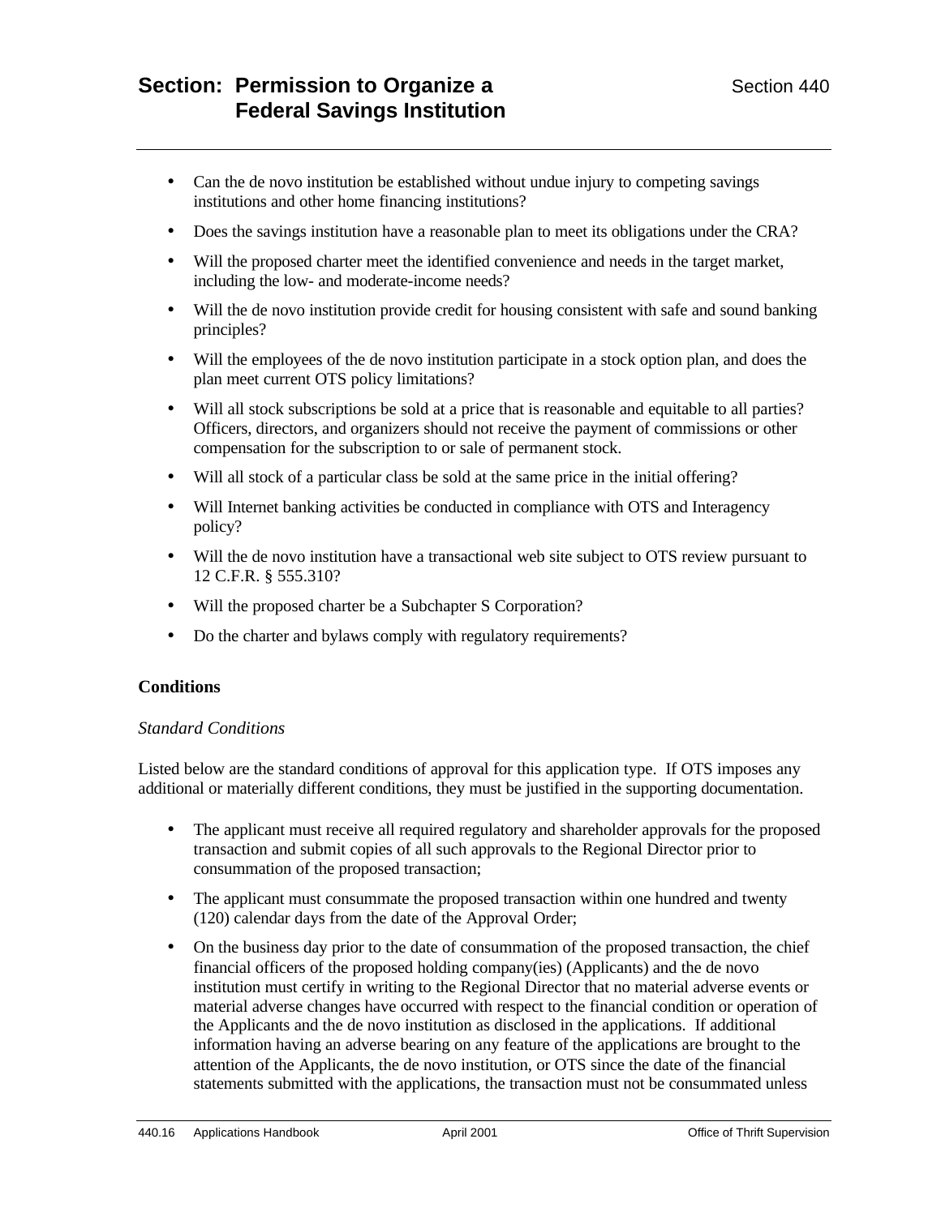- Can the de novo institution be established without undue injury to competing savings institutions and other home financing institutions?
- Does the savings institution have a reasonable plan to meet its obligations under the CRA?
- Will the proposed charter meet the identified convenience and needs in the target market, including the low- and moderate-income needs?
- Will the de novo institution provide credit for housing consistent with safe and sound banking principles?
- Will the employees of the de novo institution participate in a stock option plan, and does the plan meet current OTS policy limitations?
- Will all stock subscriptions be sold at a price that is reasonable and equitable to all parties? Officers, directors, and organizers should not receive the payment of commissions or other compensation for the subscription to or sale of permanent stock.
- Will all stock of a particular class be sold at the same price in the initial offering?
- Will Internet banking activities be conducted in compliance with OTS and Interagency policy?
- Will the de novo institution have a transactional web site subject to OTS review pursuant to 12 C.F.R. § 555.310?
- Will the proposed charter be a Subchapter S Corporation?
- Do the charter and bylaws comply with regulatory requirements?

**Conditions**

*Standard Conditions*

Listed below are the standard conditions of approval for this application type. If OTS imposes any additional or materially different conditions, they must be justified in the supporting documentation.

- The applicant must receive all required regulatory and shareholder approvals for the proposed transaction and submit copies of all such approvals to the Regional Director prior to consummation of the proposed transaction;
- The applicant must consummate the proposed transaction within one hundred and twenty (120) calendar days from the date of the Approval Order;
- On the business day prior to the date of consummation of the proposed transaction, the chief financial officers of the proposed holding company(ies) (Applicants) and the de novo institution must certify in writing to the Regional Director that no material adverse events or material adverse changes have occurred with respect to the financial condition or operation of the Applicants and the de novo institution as disclosed in the applications. If additional information having an adverse bearing on any feature of the applications are brought to the attention of the Applicants, the de novo institution, or OTS since the date of the financial statements submitted with the applications, the transaction must not be consummated unless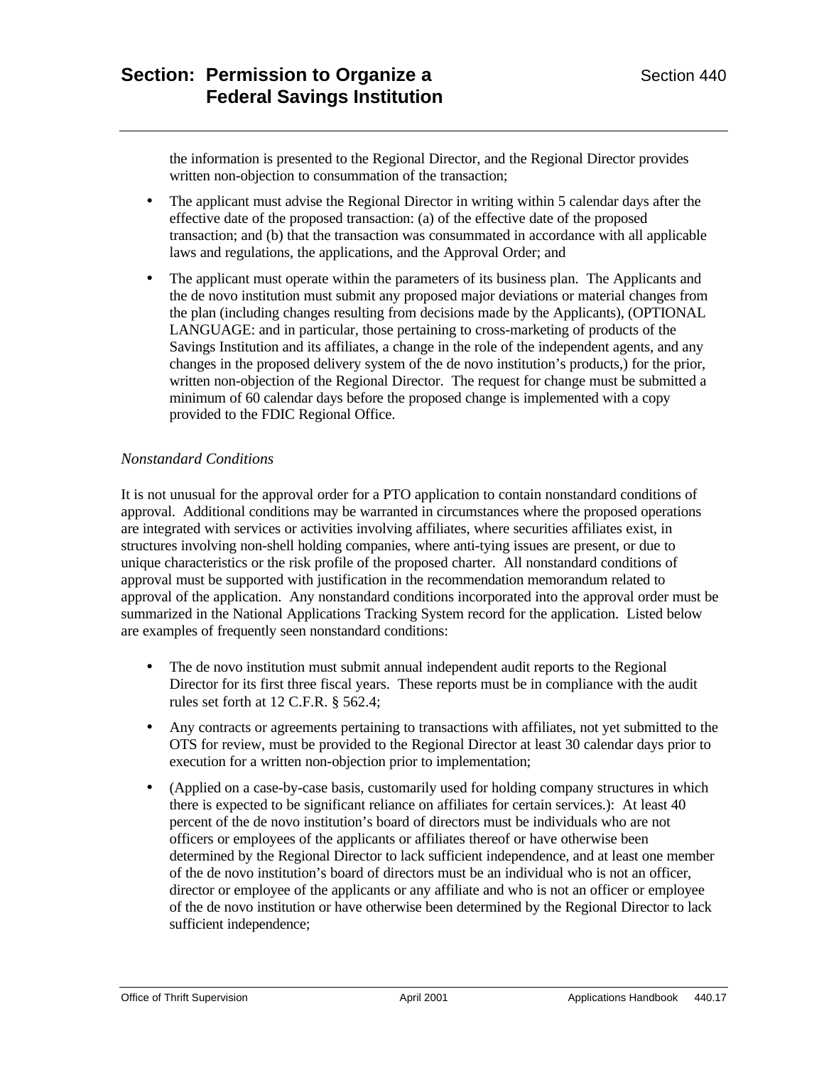the information is presented to the Regional Director, and the Regional Director provides written non-objection to consummation of the transaction;

- The applicant must advise the Regional Director in writing within 5 calendar days after the effective date of the proposed transaction: (a) of the effective date of the proposed transaction; and (b) that the transaction was consummated in accordance with all applicable laws and regulations, the applications, and the Approval Order; and
- The applicant must operate within the parameters of its business plan. The Applicants and the de novo institution must submit any proposed major deviations or material changes from the plan (including changes resulting from decisions made by the Applicants), (OPTIONAL LANGUAGE: and in particular, those pertaining to cross-marketing of products of the Savings Institution and its affiliates, a change in the role of the independent agents, and any changes in the proposed delivery system of the de novo institution's products,) for the prior, written non-objection of the Regional Director. The request for change must be submitted a minimum of 60 calendar days before the proposed change is implemented with a copy provided to the FDIC Regional Office.

*Nonstandard Conditions*

It is not unusual for the approval order for a PTO application to contain nonstandard conditions of approval. Additional conditions may be warranted in circumstances where the proposed operations are integrated with services or activities involving affiliates, where securities affiliates exist, in structures involving non-shell holding companies, where anti-tying issues are present, or due to unique characteristics or the risk profile of the proposed charter. All nonstandard conditions of approval must be supported with justification in the recommendation memorandum related to approval of the application. Any nonstandard conditions incorporated into the approval order must be summarized in the National Applications Tracking System record for the application. Listed below are examples of frequently seen nonstandard conditions:

- The de novo institution must submit annual independent audit reports to the Regional Director for its first three fiscal years. These reports must be in compliance with the audit rules set forth at 12 C.F.R. § 562.4;
- Any contracts or agreements pertaining to transactions with affiliates, not yet submitted to the OTS for review, must be provided to the Regional Director at least 30 calendar days prior to execution for a written non-objection prior to implementation;
- (Applied on a case-by-case basis, customarily used for holding company structures in which there is expected to be significant reliance on affiliates for certain services.): At least 40 percent of the de novo institution's board of directors must be individuals who are not officers or employees of the applicants or affiliates thereof or have otherwise been determined by the Regional Director to lack sufficient independence, and at least one member of the de novo institution's board of directors must be an individual who is not an officer, director or employee of the applicants or any affiliate and who is not an officer or employee of the de novo institution or have otherwise been determined by the Regional Director to lack sufficient independence;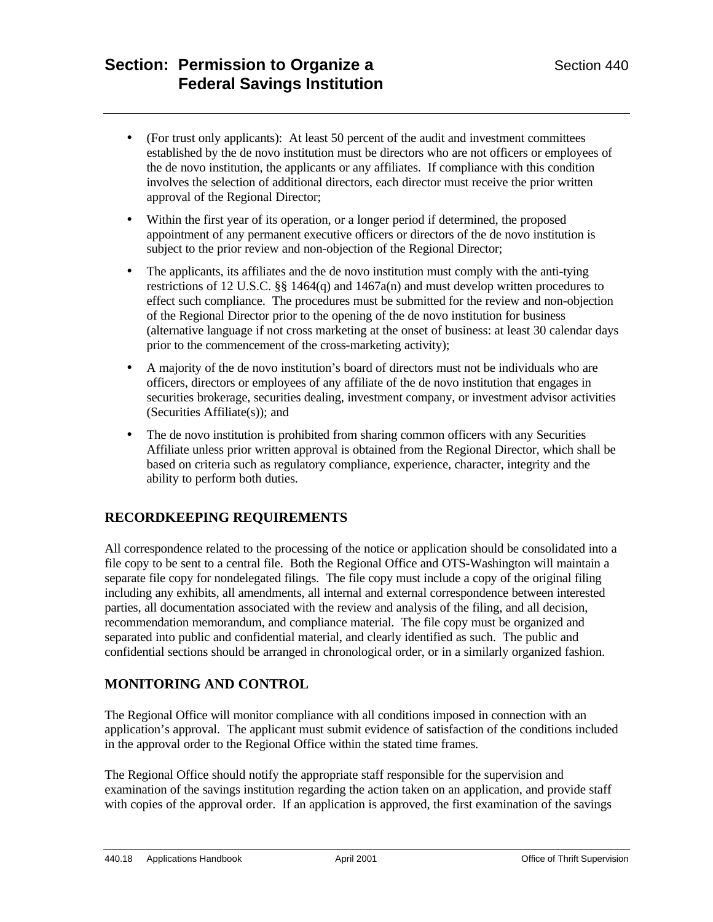- (For trust only applicants): At least 50 percent of the audit and investment committees established by the de novo institution must be directors who are not officers or employees of the de novo institution, the applicants or any affiliates. If compliance with this condition involves the selection of additional directors, each director must receive the prior written approval of the Regional Director;

- Within the first year of its operation, or a longer period if determined, the proposed appointment of any permanent executive officers or directors of the de novo institution is subject to the prior review and non-objection of the Regional Director;

- The applicants, its affiliates and the de novo institution must comply with the anti-tying restrictions of 12 U.S.C. §§ 1464(q) and 1467a(n) and must develop written procedures to effect such compliance. The procedures must be submitted for the review and non-objection of the Regional Director prior to the opening of the de novo institution for business (alternative language if not cross marketing at the onset of business: at least 30 calendar days prior to the commencement of the cross-marketing activity);

- A majority of the de novo institution's board of directors must not be individuals who are officers, directors or employees of any affiliate of the de novo institution that engages in securities brokerage, securities dealing, investment company, or investment advisor activities (Securities Affiliate(s)); and

- The de novo institution is prohibited from sharing common officers with any Securities Affiliate unless prior written approval is obtained from the Regional Director, which shall be based on criteria such as regulatory compliance, experience, character, integrity and the ability to perform both duties.

## RECORDKEEPING REQUIREMENTS

All correspondence related to the processing of the notice or application should be consolidated into a file copy to be sent to a central file. Both the Regional Office and OTS-Washington will maintain a separate file copy for nondelegated filings. The file copy must include a copy of the original filing including any exhibits, all amendments, all internal and external correspondence between interested parties, all documentation associated with the review and analysis of the filing, and all decision, recommendation memorandum, and compliance material. The file copy must be organized and separated into public and confidential material, and clearly identified as such. The public and confidential sections should be arranged in chronological order, or in a similarly organized fashion.

## MONITORING AND CONTROL

The Regional Office will monitor compliance with all conditions imposed in connection with an application's approval. The applicant must submit evidence of satisfaction of the conditions included in the approval order to the Regional Office within the stated time frames.

The Regional Office should notify the appropriate staff responsible for the supervision and examination of the savings institution regarding the action taken on an application, and provide staff with copies of the approval order. If an application is approved, the first examination of the savings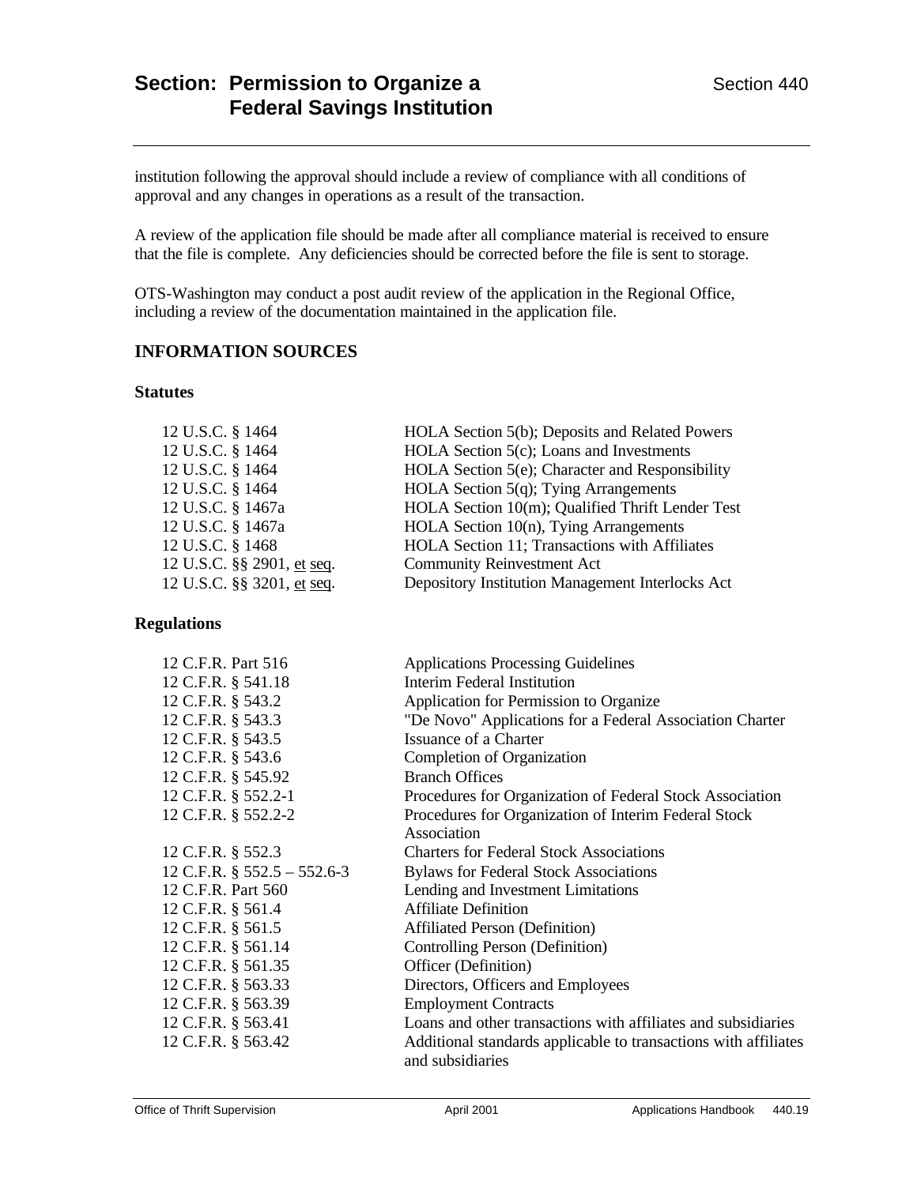institution following the approval should include a review of compliance with all conditions of approval and any changes in operations as a result of the transaction.

A review of the application file should be made after all compliance material is received to ensure that the file is complete. Any deficiencies should be corrected before the file is sent to storage.

OTS-Washington may conduct a post audit review of the application in the Regional Office, including a review of the documentation maintained in the application file.

## INFORMATION SOURCES

### Statutes

| | |
|---|---|
| 12 U.S.C. § 1464 | HOLA Section 5(b); Deposits and Related Powers |
| 12 U.S.C. § 1464 | HOLA Section 5(c); Loans and Investments |
| 12 U.S.C. § 1464 | HOLA Section 5(e); Character and Responsibility |
| 12 U.S.C. § 1464 | HOLA Section 5(q); Tying Arrangements |
| 12 U.S.C. § 1467a | HOLA Section 10(m); Qualified Thrift Lender Test |
| 12 U.S.C. § 1467a | HOLA Section 10(n), Tying Arrangements |
| 12 U.S.C. § 1468 | HOLA Section 11; Transactions with Affiliates |
| 12 U.S.C. §§ 2901, et seq. | Community Reinvestment Act |
| 12 U.S.C. §§ 3201, et seq. | Depository Institution Management Interlocks Act |

### Regulations

| | |
|---|---|
| 12 C.F.R. Part 516 | Applications Processing Guidelines |
| 12 C.F.R. § 541.18 | Interim Federal Institution |
| 12 C.F.R. § 543.2 | Application for Permission to Organize |
| 12 C.F.R. § 543.3 | "De Novo" Applications for a Federal Association Charter |
| 12 C.F.R. § 543.5 | Issuance of a Charter |
| 12 C.F.R. § 543.6 | Completion of Organization |
| 12 C.F.R. § 545.92 | Branch Offices |
| 12 C.F.R. § 552.2-1 | Procedures for Organization of Federal Stock Association |
| 12 C.F.R. § 552.2-2 | Procedures for Organization of Interim Federal Stock Association |
| 12 C.F.R. § 552.3 | Charters for Federal Stock Associations |
| 12 C.F.R. § 552.5 – 552.6-3 | Bylaws for Federal Stock Associations |
| 12 C.F.R. Part 560 | Lending and Investment Limitations |
| 12 C.F.R. § 561.4 | Affiliate Definition |
| 12 C.F.R. § 561.5 | Affiliated Person (Definition) |
| 12 C.F.R. § 561.14 | Controlling Person (Definition) |
| 12 C.F.R. § 561.35 | Officer (Definition) |
| 12 C.F.R. § 563.33 | Directors, Officers and Employees |
| 12 C.F.R. § 563.39 | Employment Contracts |
| 12 C.F.R. § 563.41 | Loans and other transactions with affiliates and subsidiaries |
| 12 C.F.R. § 563.42 | Additional standards applicable to transactions with affiliates and subsidiaries |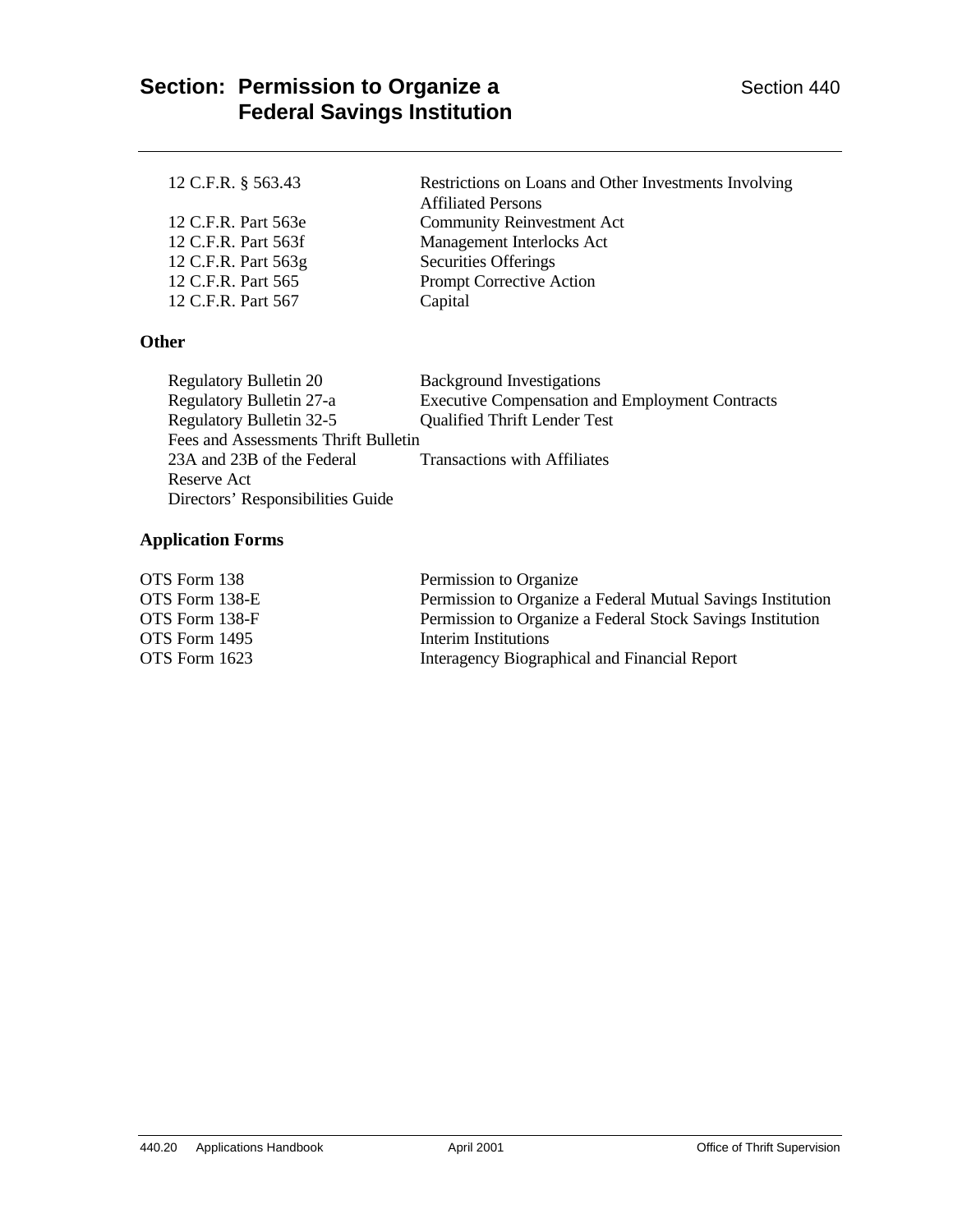| | |
|---|---|
| 12 C.F.R. § 563.43 | Restrictions on Loans and Other Investments Involving Affiliated Persons |
| 12 C.F.R. Part 563e | Community Reinvestment Act |
| 12 C.F.R. Part 563f | Management Interlocks Act |
| 12 C.F.R. Part 563g | Securities Offerings |
| 12 C.F.R. Part 565 | Prompt Corrective Action |
| 12 C.F.R. Part 567 | Capital |

**Other**

| | |
|---|---|
| Regulatory Bulletin 20 | Background Investigations |
| Regulatory Bulletin 27-a | Executive Compensation and Employment Contracts |
| Regulatory Bulletin 32-5 | Qualified Thrift Lender Test |
| Fees and Assessments Thrift Bulletin | |
| 23A and 23B of the Federal Reserve Act | Transactions with Affiliates |
| Directors' Responsibilities Guide | |

**Application Forms**

| | |
|---|---|
| OTS Form 138 | Permission to Organize |
| OTS Form 138-E | Permission to Organize a Federal Mutual Savings Institution |
| OTS Form 138-F | Permission to Organize a Federal Stock Savings Institution |
| OTS Form 1495 | Interim Institutions |
| OTS Form 1623 | Interagency Biographical and Financial Report |